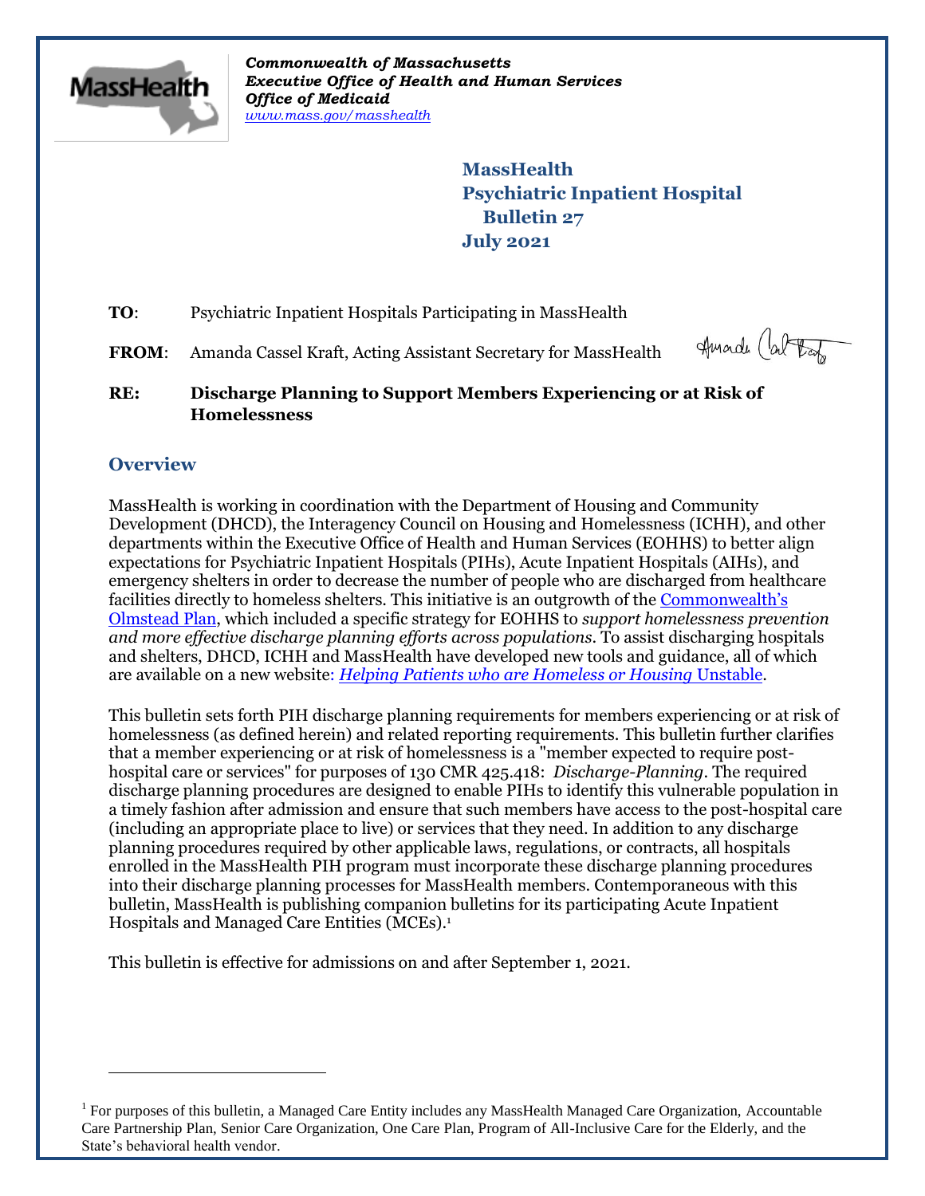*Commonwealth of Massachusetts*
*Executive Office of Health and Human Services*
*Office of Medicaid*
*www.mass.gov/masshealth*

**MassHealth**
**Psychiatric Inpatient Hospital**
**Bulletin 27**
**July 2021**

**TO**: Psychiatric Inpatient Hospitals Participating in MassHealth

**FROM**: Amanda Cassel Kraft, Acting Assistant Secretary for MassHealth

**RE: Discharge Planning to Support Members Experiencing or at Risk of Homelessness**

## Overview

MassHealth is working in coordination with the Department of Housing and Community Development (DHCD), the Interagency Council on Housing and Homelessness (ICHH), and other departments within the Executive Office of Health and Human Services (EOHHS) to better align expectations for Psychiatric Inpatient Hospitals (PIHs), Acute Inpatient Hospitals (AIHs), and emergency shelters in order to decrease the number of people who are discharged from healthcare facilities directly to homeless shelters. This initiative is an outgrowth of the Commonwealth's Olmstead Plan, which included a specific strategy for EOHHS to *support homelessness prevention and more effective discharge planning efforts across populations*. To assist discharging hospitals and shelters, DHCD, ICHH and MassHealth have developed new tools and guidance, all of which are available on a new website: *Helping Patients who are Homeless or Housing* Unstable.

This bulletin sets forth PIH discharge planning requirements for members experiencing or at risk of homelessness (as defined herein) and related reporting requirements. This bulletin further clarifies that a member experiencing or at risk of homelessness is a "member expected to require post-hospital care or services" for purposes of 130 CMR 425.418: *Discharge-Planning*. The required discharge planning procedures are designed to enable PIHs to identify this vulnerable population in a timely fashion after admission and ensure that such members have access to the post-hospital care (including an appropriate place to live) or services that they need. In addition to any discharge planning procedures required by other applicable laws, regulations, or contracts, all hospitals enrolled in the MassHealth PIH program must incorporate these discharge planning procedures into their discharge planning processes for MassHealth members. Contemporaneous with this bulletin, MassHealth is publishing companion bulletins for its participating Acute Inpatient Hospitals and Managed Care Entities (MCEs).[1]

This bulletin is effective for admissions on and after September 1, 2021.

[1] For purposes of this bulletin, a Managed Care Entity includes any MassHealth Managed Care Organization, Accountable Care Partnership Plan, Senior Care Organization, One Care Plan, Program of All-Inclusive Care for the Elderly, and the State's behavioral health vendor.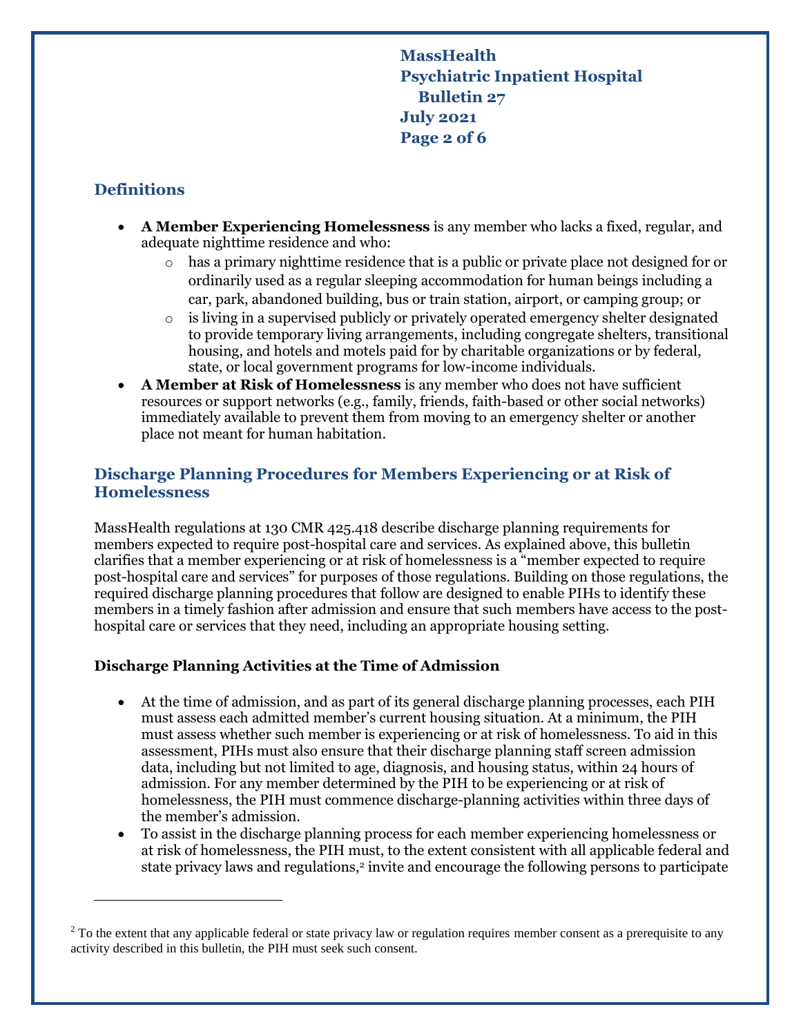## Definitions

- **A Member Experiencing Homelessness** is any member who lacks a fixed, regular, and adequate nighttime residence and who:
  - has a primary nighttime residence that is a public or private place not designed for or ordinarily used as a regular sleeping accommodation for human beings including a car, park, abandoned building, bus or train station, airport, or camping group; or
  - is living in a supervised publicly or privately operated emergency shelter designated to provide temporary living arrangements, including congregate shelters, transitional housing, and hotels and motels paid for by charitable organizations or by federal, state, or local government programs for low-income individuals.
- **A Member at Risk of Homelessness** is any member who does not have sufficient resources or support networks (e.g., family, friends, faith-based or other social networks) immediately available to prevent them from moving to an emergency shelter or another place not meant for human habitation.

## Discharge Planning Procedures for Members Experiencing or at Risk of Homelessness

MassHealth regulations at 130 CMR 425.418 describe discharge planning requirements for members expected to require post-hospital care and services. As explained above, this bulletin clarifies that a member experiencing or at risk of homelessness is a "member expected to require post-hospital care and services" for purposes of those regulations. Building on those regulations, the required discharge planning procedures that follow are designed to enable PIHs to identify these members in a timely fashion after admission and ensure that such members have access to the post-hospital care or services that they need, including an appropriate housing setting.

### Discharge Planning Activities at the Time of Admission

- At the time of admission, and as part of its general discharge planning processes, each PIH must assess each admitted member's current housing situation. At a minimum, the PIH must assess whether such member is experiencing or at risk of homelessness. To aid in this assessment, PIHs must also ensure that their discharge planning staff screen admission data, including but not limited to age, diagnosis, and housing status, within 24 hours of admission. For any member determined by the PIH to be experiencing or at risk of homelessness, the PIH must commence discharge-planning activities within three days of the member's admission.
- To assist in the discharge planning process for each member experiencing homelessness or at risk of homelessness, the PIH must, to the extent consistent with all applicable federal and state privacy laws and regulations,[2] invite and encourage the following persons to participate

[2] To the extent that any applicable federal or state privacy law or regulation requires member consent as a prerequisite to any activity described in this bulletin, the PIH must seek such consent.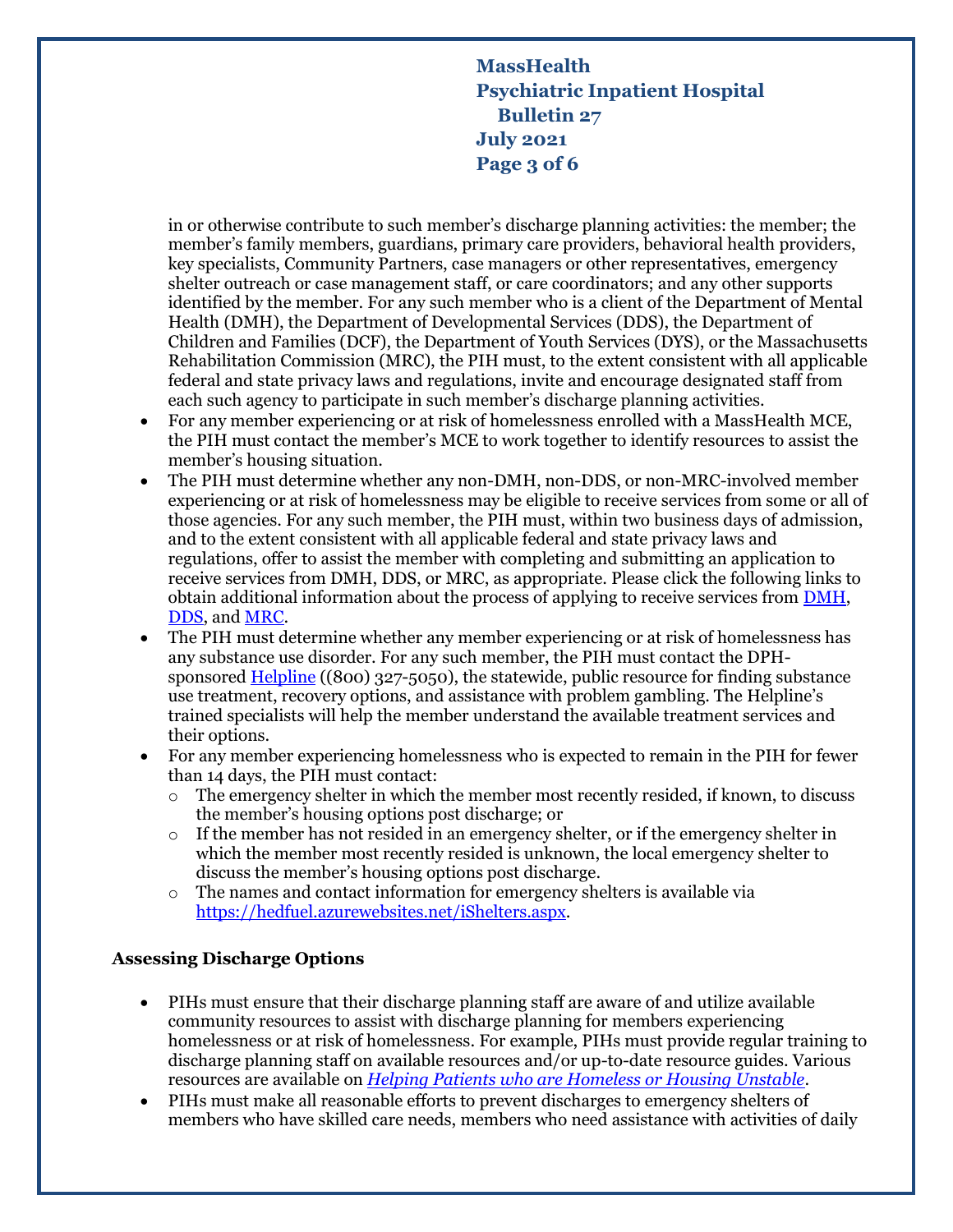in or otherwise contribute to such member's discharge planning activities: the member; the member's family members, guardians, primary care providers, behavioral health providers, key specialists, Community Partners, case managers or other representatives, emergency shelter outreach or case management staff, or care coordinators; and any other supports identified by the member. For any such member who is a client of the Department of Mental Health (DMH), the Department of Developmental Services (DDS), the Department of Children and Families (DCF), the Department of Youth Services (DYS), or the Massachusetts Rehabilitation Commission (MRC), the PIH must, to the extent consistent with all applicable federal and state privacy laws and regulations, invite and encourage designated staff from each such agency to participate in such member's discharge planning activities.

- For any member experiencing or at risk of homelessness enrolled with a MassHealth MCE, the PIH must contact the member's MCE to work together to identify resources to assist the member's housing situation.
- The PIH must determine whether any non-DMH, non-DDS, or non-MRC-involved member experiencing or at risk of homelessness may be eligible to receive services from some or all of those agencies. For any such member, the PIH must, within two business days of admission, and to the extent consistent with all applicable federal and state privacy laws and regulations, offer to assist the member with completing and submitting an application to receive services from DMH, DDS, or MRC, as appropriate. Please click the following links to obtain additional information about the process of applying to receive services from DMH, DDS, and MRC.
- The PIH must determine whether any member experiencing or at risk of homelessness has any substance use disorder. For any such member, the PIH must contact the DPH-sponsored Helpline ((800) 327-5050), the statewide, public resource for finding substance use treatment, recovery options, and assistance with problem gambling. The Helpline's trained specialists will help the member understand the available treatment services and their options.
- For any member experiencing homelessness who is expected to remain in the PIH for fewer than 14 days, the PIH must contact:
  - The emergency shelter in which the member most recently resided, if known, to discuss the member's housing options post discharge; or
  - If the member has not resided in an emergency shelter, or if the emergency shelter in which the member most recently resided is unknown, the local emergency shelter to discuss the member's housing options post discharge.
  - The names and contact information for emergency shelters is available via https://hedfuel.azurewebsites.net/iShelters.aspx.

### Assessing Discharge Options

- PIHs must ensure that their discharge planning staff are aware of and utilize available community resources to assist with discharge planning for members experiencing homelessness or at risk of homelessness. For example, PIHs must provide regular training to discharge planning staff on available resources and/or up-to-date resource guides. Various resources are available on *Helping Patients who are Homeless or Housing Unstable*.
- PIHs must make all reasonable efforts to prevent discharges to emergency shelters of members who have skilled care needs, members who need assistance with activities of daily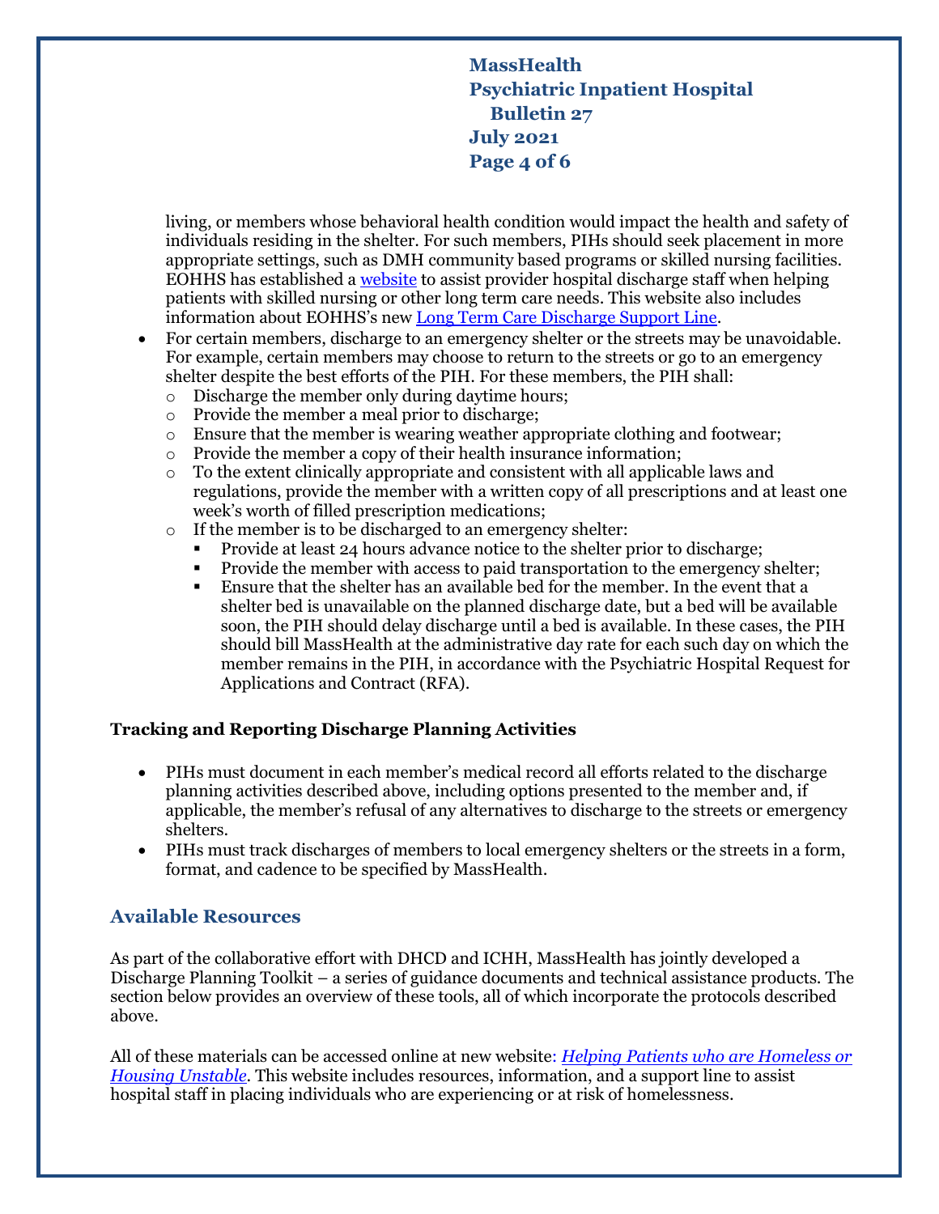living, or members whose behavioral health condition would impact the health and safety of individuals residing in the shelter. For such members, PIHs should seek placement in more appropriate settings, such as DMH community based programs or skilled nursing facilities. EOHHS has established a website to assist provider hospital discharge staff when helping patients with skilled nursing or other long term care needs. This website also includes information about EOHHS's new Long Term Care Discharge Support Line.

- For certain members, discharge to an emergency shelter or the streets may be unavoidable. For example, certain members may choose to return to the streets or go to an emergency shelter despite the best efforts of the PIH. For these members, the PIH shall:
  - Discharge the member only during daytime hours;
  - Provide the member a meal prior to discharge;
  - Ensure that the member is wearing weather appropriate clothing and footwear;
  - Provide the member a copy of their health insurance information;
  - To the extent clinically appropriate and consistent with all applicable laws and regulations, provide the member with a written copy of all prescriptions and at least one week's worth of filled prescription medications;
  - If the member is to be discharged to an emergency shelter:
    - Provide at least 24 hours advance notice to the shelter prior to discharge;
    - Provide the member with access to paid transportation to the emergency shelter;
    - Ensure that the shelter has an available bed for the member. In the event that a shelter bed is unavailable on the planned discharge date, but a bed will be available soon, the PIH should delay discharge until a bed is available. In these cases, the PIH should bill MassHealth at the administrative day rate for each such day on which the member remains in the PIH, in accordance with the Psychiatric Hospital Request for Applications and Contract (RFA).

**Tracking and Reporting Discharge Planning Activities**

- PIHs must document in each member's medical record all efforts related to the discharge planning activities described above, including options presented to the member and, if applicable, the member's refusal of any alternatives to discharge to the streets or emergency shelters.
- PIHs must track discharges of members to local emergency shelters or the streets in a form, format, and cadence to be specified by MassHealth.

## Available Resources

As part of the collaborative effort with DHCD and ICHH, MassHealth has jointly developed a Discharge Planning Toolkit – a series of guidance documents and technical assistance products. The section below provides an overview of these tools, all of which incorporate the protocols described above.

All of these materials can be accessed online at new website: *Helping Patients who are Homeless or Housing Unstable*. This website includes resources, information, and a support line to assist hospital staff in placing individuals who are experiencing or at risk of homelessness.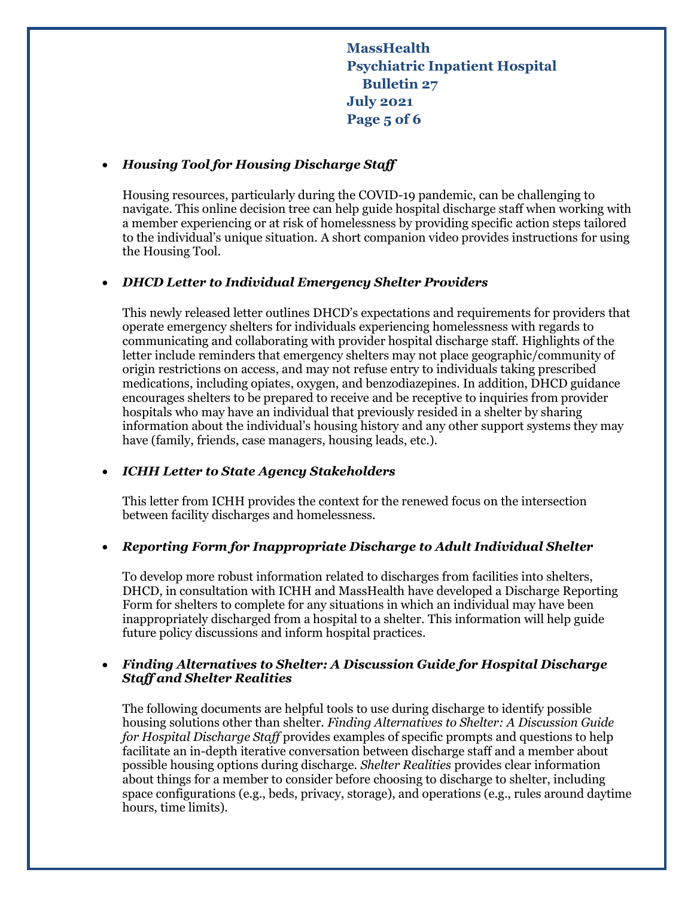- ***Housing Tool for Housing Discharge Staff***

  Housing resources, particularly during the COVID-19 pandemic, can be challenging to navigate. This online decision tree can help guide hospital discharge staff when working with a member experiencing or at risk of homelessness by providing specific action steps tailored to the individual's unique situation. A short companion video provides instructions for using the Housing Tool.

- ***DHCD Letter to Individual Emergency Shelter Providers***

  This newly released letter outlines DHCD's expectations and requirements for providers that operate emergency shelters for individuals experiencing homelessness with regards to communicating and collaborating with provider hospital discharge staff. Highlights of the letter include reminders that emergency shelters may not place geographic/community of origin restrictions on access, and may not refuse entry to individuals taking prescribed medications, including opiates, oxygen, and benzodiazepines. In addition, DHCD guidance encourages shelters to be prepared to receive and be receptive to inquiries from provider hospitals who may have an individual that previously resided in a shelter by sharing information about the individual's housing history and any other support systems they may have (family, friends, case managers, housing leads, etc.).

- ***ICHH Letter to State Agency Stakeholders***

  This letter from ICHH provides the context for the renewed focus on the intersection between facility discharges and homelessness.

- ***Reporting Form for Inappropriate Discharge to Adult Individual Shelter***

  To develop more robust information related to discharges from facilities into shelters, DHCD, in consultation with ICHH and MassHealth have developed a Discharge Reporting Form for shelters to complete for any situations in which an individual may have been inappropriately discharged from a hospital to a shelter. This information will help guide future policy discussions and inform hospital practices.

- ***Finding Alternatives to Shelter: A Discussion Guide for Hospital Discharge Staff and Shelter Realities***

  The following documents are helpful tools to use during discharge to identify possible housing solutions other than shelter. *Finding Alternatives to Shelter: A Discussion Guide for Hospital Discharge Staff* provides examples of specific prompts and questions to help facilitate an in-depth iterative conversation between discharge staff and a member about possible housing options during discharge. *Shelter Realities* provides clear information about things for a member to consider before choosing to discharge to shelter, including space configurations (e.g., beds, privacy, storage), and operations (e.g., rules around daytime hours, time limits).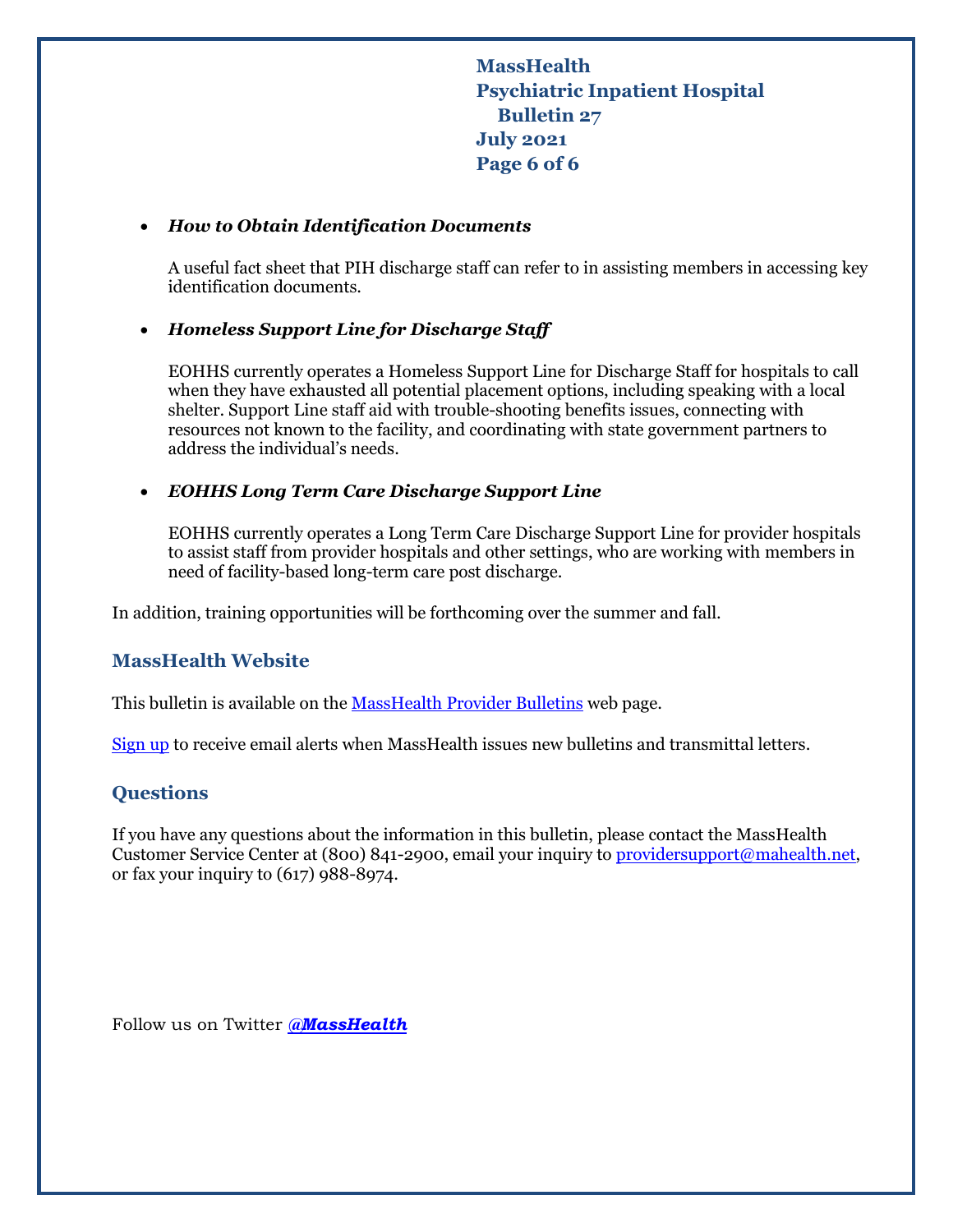- ***How to Obtain Identification Documents***

  A useful fact sheet that PIH discharge staff can refer to in assisting members in accessing key identification documents.

- ***Homeless Support Line for Discharge Staff***

  EOHHS currently operates a Homeless Support Line for Discharge Staff for hospitals to call when they have exhausted all potential placement options, including speaking with a local shelter. Support Line staff aid with trouble-shooting benefits issues, connecting with resources not known to the facility, and coordinating with state government partners to address the individual's needs.

- ***EOHHS Long Term Care Discharge Support Line***

  EOHHS currently operates a Long Term Care Discharge Support Line for provider hospitals to assist staff from provider hospitals and other settings, who are working with members in need of facility-based long-term care post discharge.

In addition, training opportunities will be forthcoming over the summer and fall.

## MassHealth Website

This bulletin is available on the [MassHealth Provider Bulletins]() web page.

[Sign up]() to receive email alerts when MassHealth issues new bulletins and transmittal letters.

## Questions

If you have any questions about the information in this bulletin, please contact the MassHealth Customer Service Center at (800) 841-2900, email your inquiry to providersupport@mahealth.net, or fax your inquiry to (617) 988-8974.

Follow us on Twitter ***@MassHealth***